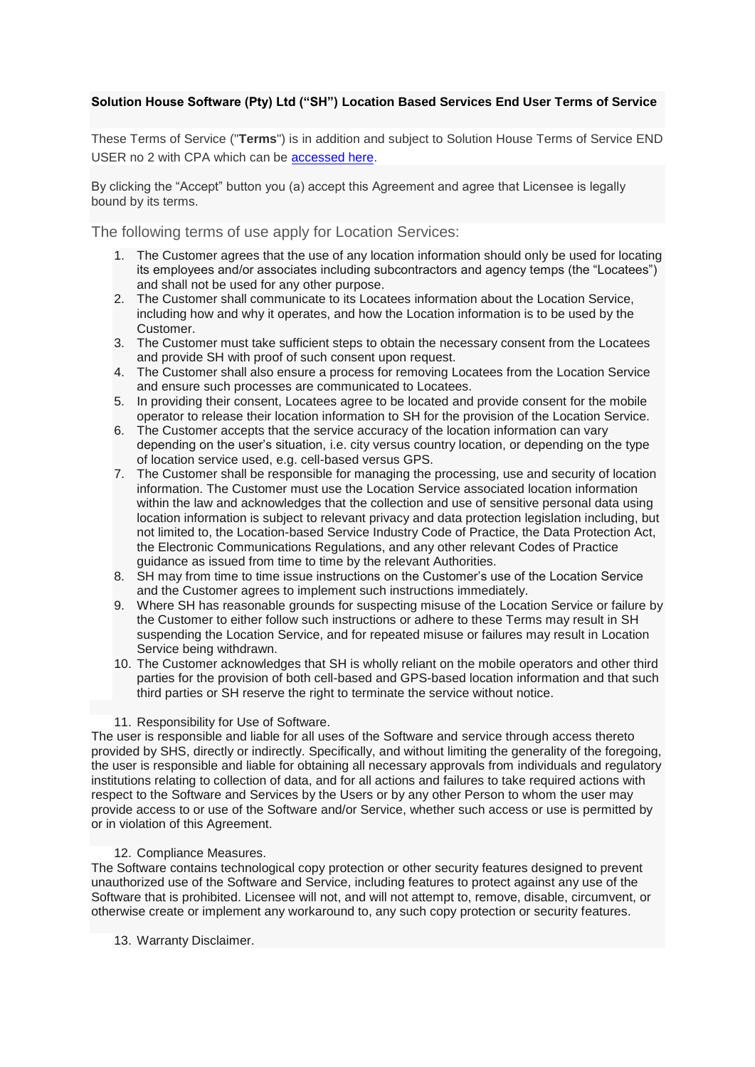**Solution House Software (Pty) Ltd ("SH") Location Based Services End User Terms of Service**

These Terms of Service ("**Terms**") is in addition and subject to Solution House Terms of Service END USER no 2 with CPA which can be accessed here.

By clicking the "Accept" button you (a) accept this Agreement and agree that Licensee is legally bound by its terms.

## The following terms of use apply for Location Services:

1. The Customer agrees that the use of any location information should only be used for locating its employees and/or associates including subcontractors and agency temps (the "Locatees") and shall not be used for any other purpose.
2. The Customer shall communicate to its Locatees information about the Location Service, including how and why it operates, and how the Location information is to be used by the Customer.
3. The Customer must take sufficient steps to obtain the necessary consent from the Locatees and provide SH with proof of such consent upon request.
4. The Customer shall also ensure a process for removing Locatees from the Location Service and ensure such processes are communicated to Locatees.
5. In providing their consent, Locatees agree to be located and provide consent for the mobile operator to release their location information to SH for the provision of the Location Service.
6. The Customer accepts that the service accuracy of the location information can vary depending on the user's situation, i.e. city versus country location, or depending on the type of location service used, e.g. cell-based versus GPS.
7. The Customer shall be responsible for managing the processing, use and security of location information. The Customer must use the Location Service associated location information within the law and acknowledges that the collection and use of sensitive personal data using location information is subject to relevant privacy and data protection legislation including, but not limited to, the Location-based Service Industry Code of Practice, the Data Protection Act, the Electronic Communications Regulations, and any other relevant Codes of Practice guidance as issued from time to time by the relevant Authorities.
8. SH may from time to time issue instructions on the Customer's use of the Location Service and the Customer agrees to implement such instructions immediately.
9. Where SH has reasonable grounds for suspecting misuse of the Location Service or failure by the Customer to either follow such instructions or adhere to these Terms may result in SH suspending the Location Service, and for repeated misuse or failures may result in Location Service being withdrawn.
10. The Customer acknowledges that SH is wholly reliant on the mobile operators and other third parties for the provision of both cell-based and GPS-based location information and that such third parties or SH reserve the right to terminate the service without notice.

11. Responsibility for Use of Software.

The user is responsible and liable for all uses of the Software and service through access thereto provided by SHS, directly or indirectly. Specifically, and without limiting the generality of the foregoing, the user is responsible and liable for obtaining all necessary approvals from individuals and regulatory institutions relating to collection of data, and for all actions and failures to take required actions with respect to the Software and Services by the Users or by any other Person to whom the user may provide access to or use of the Software and/or Service, whether such access or use is permitted by or in violation of this Agreement.

12. Compliance Measures.

The Software contains technological copy protection or other security features designed to prevent unauthorized use of the Software and Service, including features to protect against any use of the Software that is prohibited. Licensee will not, and will not attempt to, remove, disable, circumvent, or otherwise create or implement any workaround to, any such copy protection or security features.

13. Warranty Disclaimer.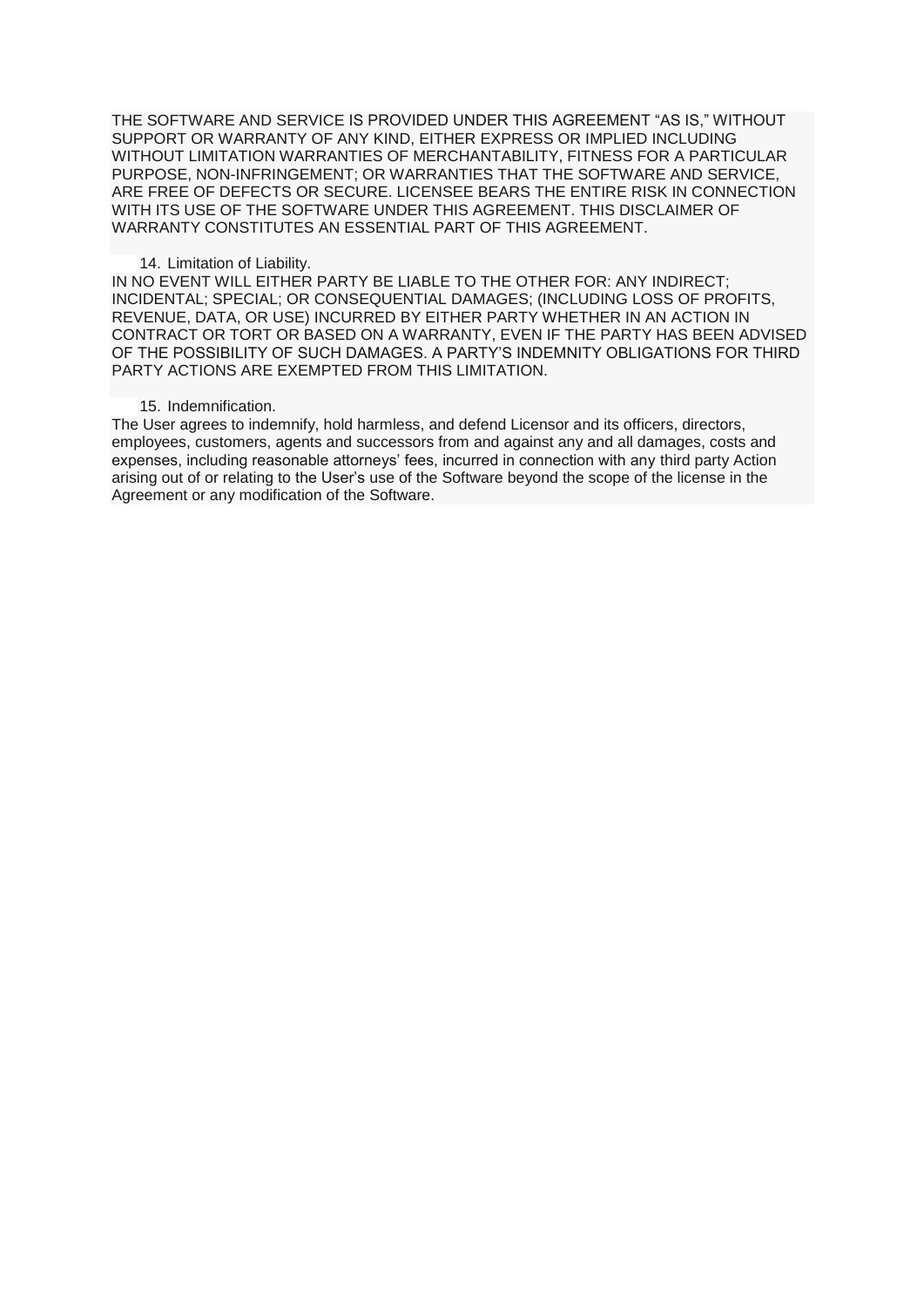THE SOFTWARE AND SERVICE IS PROVIDED UNDER THIS AGREEMENT "AS IS," WITHOUT SUPPORT OR WARRANTY OF ANY KIND, EITHER EXPRESS OR IMPLIED INCLUDING WITHOUT LIMITATION WARRANTIES OF MERCHANTABILITY, FITNESS FOR A PARTICULAR PURPOSE, NON-INFRINGEMENT; OR WARRANTIES THAT THE SOFTWARE AND SERVICE, ARE FREE OF DEFECTS OR SECURE. LICENSEE BEARS THE ENTIRE RISK IN CONNECTION WITH ITS USE OF THE SOFTWARE UNDER THIS AGREEMENT. THIS DISCLAIMER OF WARRANTY CONSTITUTES AN ESSENTIAL PART OF THIS AGREEMENT.

14. Limitation of Liability.

IN NO EVENT WILL EITHER PARTY BE LIABLE TO THE OTHER FOR: ANY INDIRECT; INCIDENTAL; SPECIAL; OR CONSEQUENTIAL DAMAGES; (INCLUDING LOSS OF PROFITS, REVENUE, DATA, OR USE) INCURRED BY EITHER PARTY WHETHER IN AN ACTION IN CONTRACT OR TORT OR BASED ON A WARRANTY, EVEN IF THE PARTY HAS BEEN ADVISED OF THE POSSIBILITY OF SUCH DAMAGES. A PARTY'S INDEMNITY OBLIGATIONS FOR THIRD PARTY ACTIONS ARE EXEMPTED FROM THIS LIMITATION.

15. Indemnification.

The User agrees to indemnify, hold harmless, and defend Licensor and its officers, directors, employees, customers, agents and successors from and against any and all damages, costs and expenses, including reasonable attorneys' fees, incurred in connection with any third party Action arising out of or relating to the User's use of the Software beyond the scope of the license in the Agreement or any modification of the Software.